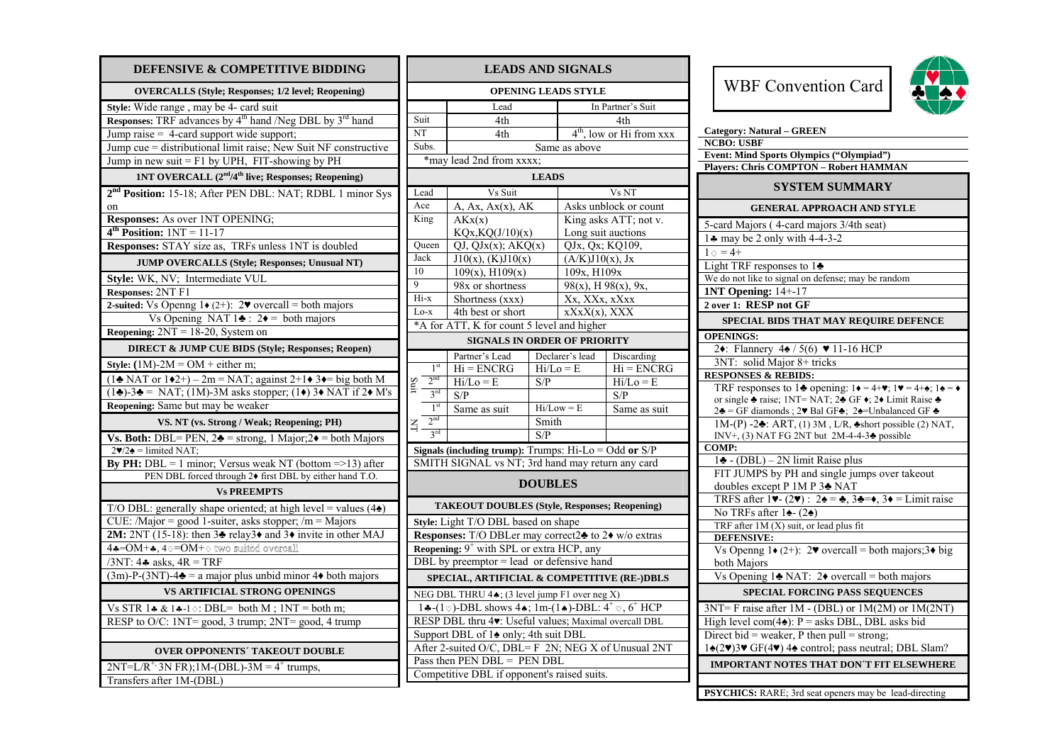## DEFENSIVE & COMPETITIVE BIDDING

### OVERCALLS (Style; Responses; 1/2 level; Reopening)

**Style:** Wide range , may be 4- card suit

**Responses:** TRF advances by 4th hand /Neg DBL by 3rd hand

Jump raise = 4-card support wide support;

Jump cue = distributional limit raise; New Suit NF constructive

Jump in new suit = F1 by UPH, FIT-showing by PH

### 1NT OVERCALL (2nd/4th live; Responses; Reopening)

**2nd Position:** 15-18; After PEN DBL: NAT; RDBL 1 minor Sys on

**Responses:** As over 1NT OPENING;

**4th Position:** 1NT = 11-17

**Responses:** STAY size as, TRFs unless 1NT is doubled

### JUMP OVERCALLS (Style; Responses; Unusual NT)

**Style:** WK, NV; Intermediate VUL

**Responses:** 2NT F1

**2-suited:** Vs Openng 1♦ (2+): 2♥ overcall = both majors

Vs Opening NAT 1♣ : 2♦ = both majors

**Reopening:** 2NT = 18-20, System on

### DIRECT & JUMP CUE BIDS (Style; Responses; Reopen)

**Style:** (1M)-2M = OM + either m;

(1♣ NAT or 1♦2+) – 2m = NAT; against 2+1♦ 3♦= big both M

(1♣)-3♣ = NAT; (1M)-3M asks stopper; (1♦) 3♦ NAT if 2♦ M's

**Reopening:** Same but may be weaker

### VS. NT (vs. Strong / Weak; Reopening; PH)

**Vs. Both:** DBL= PEN, 2♣ = strong, 1 Major;2♦ = both Majors

2♥/2♠ = limited NAT;

**By PH:** DBL = 1 minor; Versus weak NT (bottom =>13) after

PEN DBL forced through 2♦ first DBL by either hand T.O.

### Vs PREEMPTS

T/O DBL: generally shape oriented; at high level = values (4♠)

CUE: /Major = good 1-suiter, asks stopper; /m = Majors

**2M:** 2NT (15-18): then 3♣ relay3♦ and 3♦ invite in other MAJ

4♣=OM+♣, 4♢=OM+♢ two suited overcall

/3NT: 4♣ asks, 4R = TRF

(3m)-P-(3NT)-4♣ = a major plus unbid minor 4♦ both majors

### VS ARTIFICIAL STRONG OPENINGS

Vs STR 1♣ & 1♣-1♢: DBL= both M ; 1NT = both m;

RESP to O/C: 1NT= good, 3 trump; 2NT= good, 4 trump

### OVER OPPONENTS´ TAKEOUT DOUBLE

2NT=L/R+, 3N FR);1M-(DBL)-3M = 4+ trumps,

Transfers after 1M-(DBL)

## LEADS AND SIGNALS

### OPENING LEADS STYLE

| | Lead | In Partner's Suit |
|---|---|---|
| Suit | 4th | 4th |
| NT | 4th | 4th, low or Hi from xxx |
| Subs. | Same as above | |

*may lead 2nd from xxxx;

### LEADS

| Lead | Vs Suit | Vs NT |
|---|---|---|
| Ace | A, Ax, Ax(x), AK | Asks unblock or count |
| King | AKx(x) KQx,KQ(J/10)(x) | King asks ATT; not v. Long suit auctions |
| Queen | QJ, QJx(x); AKQ(x) | QJx, Qx; KQ109, |
| Jack | J10(x), (K)J10(x) | (A/K)J10(x), Jx |
| 10 | 109(x), H109(x) | 109x, H109x |
| 9 | 98x or shortness | 98(x), H 98(x), 9x, |
| Hi-x | Shortness (xxx) | Xx, XXx, xXxx |
| Lo-x | 4th best or short | xXxX(x), XXX |

*A for ATT, K for count 5 level and higher

### SIGNALS IN ORDER OF PRIORITY

| | | Partner's Lead | Declarer's lead | Discarding |
|---|---|---|---|---|
| Suit | 1st | Hi = ENCRG | Hi/Lo = E | Hi = ENCRG |
| | 2nd | Hi/Lo = E | S/P | Hi/Lo = E |
| | 3rd | S/P | | S/P |
| NT | 1st | Same as suit | Hi/Low = E | Same as suit |
| | 2nd | | Smith | |
| | 3rd | | S/P | |

**Signals (including trump):** Trumps: Hi-Lo = Odd **or** S/P

SMITH SIGNAL vs NT; 3rd hand may return any card

## DOUBLES

### TAKEOUT DOUBLES (Style, Responses; Reopening)

**Style:** Light T/O DBL based on shape

**Responses:** T/O DBLer may correct2♣ to 2♦ w/o extras

**Reopening:** 9+ with SPL or extra HCP, any

DBL by preemptor = lead or defensive hand

### SPECIAL, ARTIFICIAL & COMPETITIVE (RE-)DBLS

NEG DBL THRU 4♠; (3 level jump F1 over neg X)

1♣-(1♢)-DBL shows 4♠; 1m-(1♠)-DBL: 4+ ♢, 6+ HCP

RESP DBL thru 4♥: Useful values; Maximal overcall DBL

Support DBL of 1♠ only; 4th suit DBL

After 2-suited O/C, DBL= F 2N; NEG X of Unusual 2NT

Pass then PEN DBL = PEN DBL

Competitive DBL if opponent's raised suits.

## WBF Convention Card

**Category: Natural – GREEN**

**NCBO: USBF**

**Event: Mind Sports Olympics ("Olympiad")**

**Players: Chris COMPTON – Robert HAMMAN**

## SYSTEM SUMMARY

### GENERAL APPROACH AND STYLE

5-card Majors ( 4-card majors 3/4th seat)

1♣ may be 2 only with 4-4-3-2

1♢ = 4+

Light TRF responses to 1♣

We do not like to signal on defense; may be random

**1NT Opening:** 14+-17

**2 over 1: RESP not GF**

### SPECIAL BIDS THAT MAY REQUIRE DEFENCE

**OPENINGS:**

2♦: Flannery 4♠ / 5(6) ♥ 11-16 HCP

3NT: solid Major 8+ tricks

**RESPONSES & REBIDS:**

TRF responses to 1♣ opening: 1♦ = 4+♥; 1♥ = 4+♠; 1♠ = ♦ or single ♣ raise; 1NT= NAT; 2♣ GF ♦; 2♦ Limit Raise ♣

2♣ = GF diamonds ; 2♥ Bal GF♣; 2♠=Unbalanced GF ♣

1M-(P) -2♣: ART, (1) 3M , L/R, ♣short possible (2) NAT, INV+, (3) NAT FG 2NT but 2M-4-4-3♣ possible

**COMP:**

1♣ - (DBL) – 2N limit Raise plus

FIT JUMPS by PH and single jumps over takeout doubles except P 1M P 3♣ NAT

TRFS after 1♥- (2♥) : 2♠ = ♣, 3♣=♦, 3♦ = Limit raise

No TRFs after 1♠- (2♠)

TRF after 1M (X) suit, or lead plus fit

**DEFENSIVE:**

Vs Openng 1♦ (2+): 2♥ overcall = both majors;3♦ big both Majors

Vs Opening 1♣ NAT: 2♦ overcall = both majors

### SPECIAL FORCING PASS SEQUENCES

3NT= F raise after 1M - (DBL) or 1M(2M) or 1M(2NT)

High level com(4♠): P = asks DBL, DBL asks bid

Direct bid = weaker, P then pull = strong;

1♠(2♥)3♥ GF(4♥) 4♠ control; pass neutral; DBL Slam?

### IMPORTANT NOTES THAT DON´T FIT ELSEWHERE

**PSYCHICS:** RARE; 3rd seat openers may be lead-directing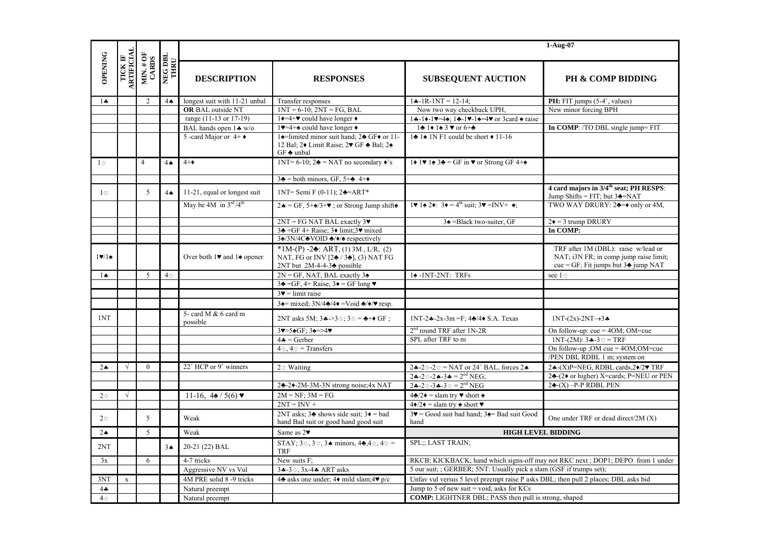| OPENING | TICK IF ARTIFICIAL | MIN. # OF CARDS | NEG DBL THRU | DESCRIPTION | RESPONSES | SUBSEQUENT AUCTION | PH & COMP BIDDING |
|---|---|---|---|---|---|---|---|
| | | | | | | | **1-Aug-07** |
| 1♣ | | 2 | 4♠ | longest suit with 11-21 unbal | Transfer responses | 1♣-1R-1NT = 12-14; | **PH:** FIT jumps (5-4+, values) |
| | | | | **OR** BAL outside NT | 1NT = 6-10; 2NT = FG, BAL | Now two way checkback UPH, | New minor forcing BPH |
| | | | | range (11-13 or 17-19) | 1♦=4+♥ could have longer ♦ | 1♣-1♦-1♥=4♠; 1♣-1♥-1♠=4♥ or 3card ♠ raise | |
| | | | | BAL hands open 1♣ w/o | 1♥=4+♠ could have longer ♦ | 1♣ 1♦ 1♠ 3 ♥ or 6+♣ | **In COMP**: /TO DBL single jump= FIT |
| | | | | 5 -card Major or 4+ ♦ | 1♠=limited minor suit hand; 2♣ GF♦ or 11-12 Bal; 2♦ Limit Raise; 2♥ GF ♣ Bal; 2♠ GF ♣ unbal | 1♣ 1♠ 1N F1 could be short ♦ 11-16 | |
| 1♢ | | 4 | 4♠ | 4+♦ | 1NT= 6-10; 2♣ = NAT no secondary ♦'s | 1♦ 1♥ 1♠ 3♣ = GF in ♥ or Strong GF 4+♠ | |
| | | | | | 3♣ = both minors, GF, 5+♣ 4+♦ | | |
| 1♡ | | 5 | 4♠ | 11-21, equal or longest suit | 1NT= Semi F (0-11); 2♣=ART* | | **4 card majors in 3/4th seat; PH RESPS**: Jump Shifts = FIT; but 3♣=NAT |
| | | | | May be 4M in 3rd/4th | 2♠ = GF, 5+♠/3+♥ ; or Strong Jump shift♠ | 1♥ 1♠ 2♦: 3♦ = 4th suit; 3♥ =INV+ ♠; | TWO WAY DRURY: 2♣=♦ only or 4M, |
| | | | | | 2NT = FG NAT BAL exactly 3♥ | 3♠ =Black two-suiter, GF | 2♦ = 3 trump DRURY |
| | | | | | 3♣ =GF 4+ Raise; 3♦ limit;3♥ mixed | | **In COMP:** |
| | | | | | 3♠/3N/4C♣VOID ♣/♦/♠ respectively | | |
| 1♥/1♠ | | | | Over both 1♥ and 1♠ opener | *1M-(P) -2♣: ART, (1) 3M , L/R, (2) NAT, FG or INV [2♣ / 3♣], (3) NAT FG 2NT but 2M-4-4-3♣ possible | | TRF after 1M (DBL): raise w/lead or NAT; i3N FR; in comp jump raise limit; cue = GF; Fit jumps but 3♣ jump NAT |
| 1♠ | | 5 | 4♡ | | 2N = GF, NAT, BAL exactly 3♠ | 1♠ -1NT-2NT: TRFs | see 1♡ |
| | | | | | 3♣ =GF, 4+ Raise; 3♦ = GF long ♥ | | |
| | | | | | 3♥ = limit raise | | |
| | | | | | 3♠= mixed; 3N/4♣/4♦ =Void ♣/♦/♥ resp. | | |
| 1NT | | | | 5- card M & 6 card m possible | 2NT asks 5M; 3♣->3♢; 3♢ = ♣+♦ GF ; | 1NT-2♣-2x-3m =F; 4♣/4♦ S.A. Texas | 1NT-(2x)-2NT→3♣ |
| | | | | | 3♥>5♠GF; 3♠=>4♥ | 2nd round TRF after 1N-2R | On follow-up: cue = 4OM; OM=cue |
| | | | | | 4♣ = Gerber | SPL after TRF to m | 1NT-(2M): 3♣-3♡ = TRF |
| | | | | | 4♢, 4♡ = Transfers | | On follow-up ;OM cue = 4OM;OM=cue |
| | | | | | | | /PEN DBL RDBL 1 m; system on |
| 2♣ | √ | 0 | | 22+ HCP or 9+ winners | 2♢ Waiting | 2♣-2♢-2♡ = NAT or 24+ BAL, forces 2♠ | 2♣-(X)P=NEG, RDBL cards,2♦/2♥ TRF |
| | | | | | | 2♣-2♢-2♠-3♣ = 2nd NEG; | 2♣-(2♦ or higher) X=cards; P=NEU or PEN |
| | | | | | 2♣-2♦-2M-3M-3N strong noise;4x NAT | 2♣-2♢-3♣-3♢ = 2nd NEG | 2♣-(X) –P-P RDBL PEN |
| 2♢ | √ | | | 11-16, 4♠ / 5(6) ♥ | 2M = NF; 3M = FG | 4♣/2♦ = slam try ♥ short ♠ | |
| | | | | | 2NT = INV + | 4♦/2♦ = slam try ♠ short ♥ | |
| 2♡ | | 5 | | Weak | 2NT asks; 3♣ shows side suit; 3♦ = bad hand Bad suit or good hand good suit | 3♥ = Good suit bad hand; 3♠= Bad suit Good hand | One under TRF or dead direct/2M (X) |
| 2♠ | | 5 | | Weak | Same as 2♥ | **HIGH LEVEL BIDDING** | |
| 2NT | | | 3♠ | 20-21 (22) BAL | STAY; 3♢, 3♡, 3♠ minors, 4♣,4♢, 4♡ = TRF | SPL;; LAST TRAIN; | |
| 3x | | 6 | | 4-7 tricks | New suits F; | RKCB; KICKBACK; hand which signs-off may not RKC next ; DOP1; DEPO from 1 under | |
| | | | | Aggressive NV vs Vul | 3♣-3♢, 3x-4♣ ART asks | 5 our suit; ; GERBER; 5NT: Usually pick a slam (GSF if trumps set); | |
| 3NT | x | | | 4M PRE solid 8 -9 tricks | 4♣ asks one under; 4♦ mild slam;4♥ p/c | Unfav vul versus 5 level preempt raise P asks DBL; then pull 2 places; DBL asks bid | |
| 4♣ | | | | Natural preempt | | Jump to 5 of new suit = void, asks for KCs | |
| 4♢ | | | | Natural preempt | | **COMP:** LIGHTNER DBL; PASS then pull is strong, shaped | |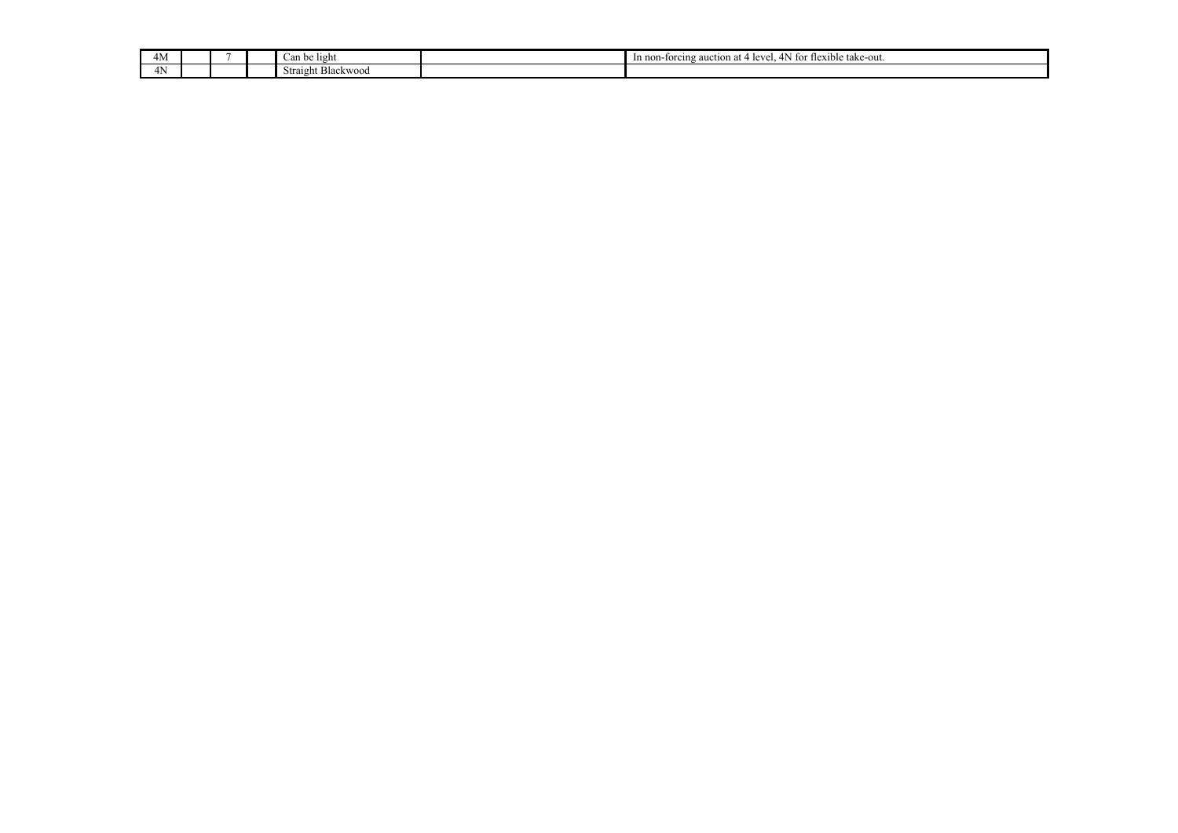| | | | | | | |
|---|---|---|---|---|---|---|
| 4M | | 7 | | Can be light | | In non-forcing auction at 4 level, 4N for flexible take-out. |
| 4N | | | | Straight Blackwood | | |